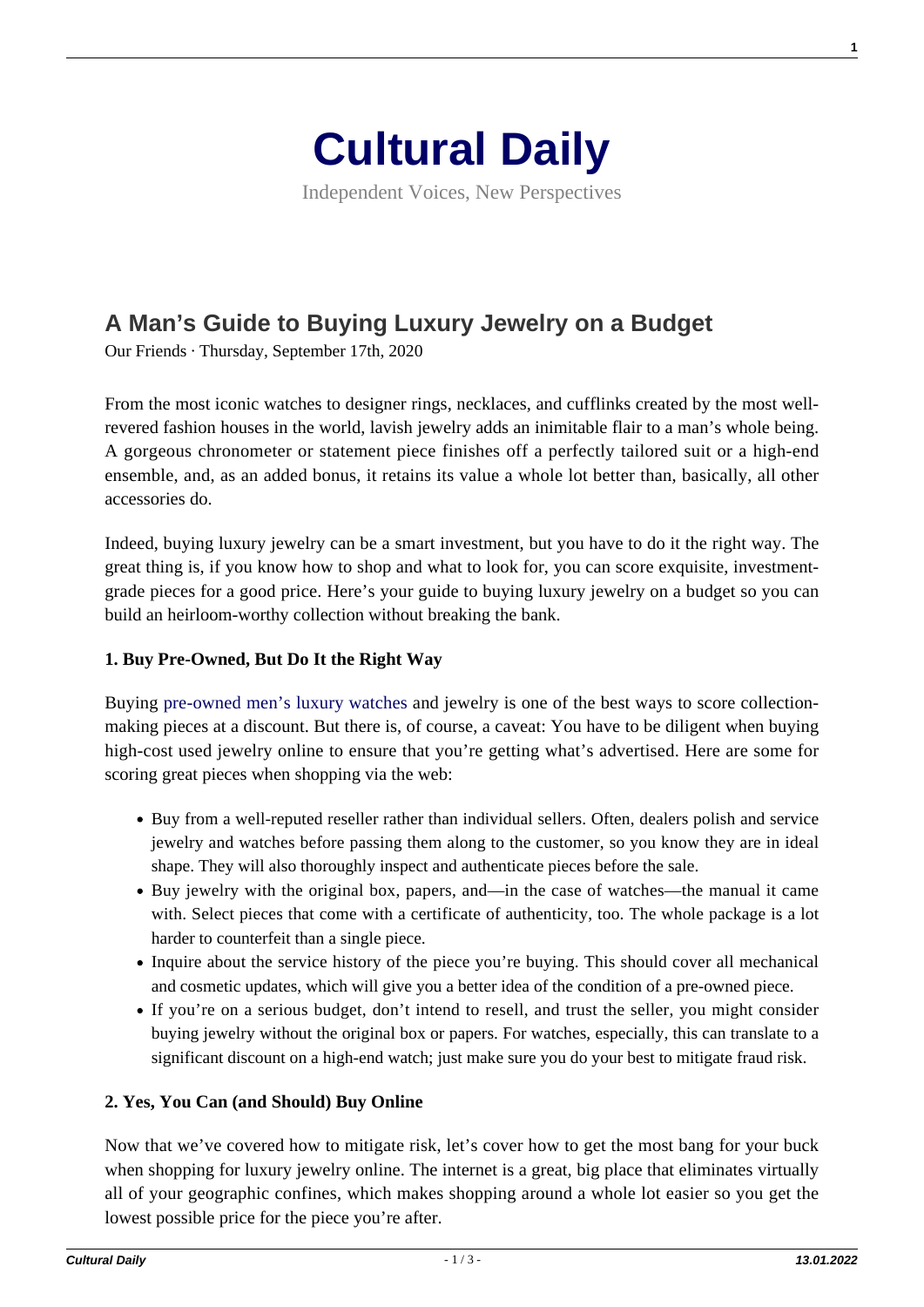# Cultural Daily

Independent Voices, New Perspectives

## A Man's Guide to Buying Luxury Jewelry on a Budget

Our Friends · Thursday, September 17th, 2020

From the most iconic watches to designer rings, necklaces, and cufflinks created by the most well-revered fashion houses in the world, lavish jewelry adds an inimitable flair to a man's whole being. A gorgeous chronometer or statement piece finishes off a perfectly tailored suit or a high-end ensemble, and, as an added bonus, it retains its value a whole lot better than, basically, all other accessories do.

Indeed, buying luxury jewelry can be a smart investment, but you have to do it the right way. The great thing is, if you know how to shop and what to look for, you can score exquisite, investment-grade pieces for a good price. Here's your guide to buying luxury jewelry on a budget so you can build an heirloom-worthy collection without breaking the bank.

**1. Buy Pre-Owned, But Do It the Right Way**

Buying pre-owned men's luxury watches and jewelry is one of the best ways to score collection-making pieces at a discount. But there is, of course, a caveat: You have to be diligent when buying high-cost used jewelry online to ensure that you're getting what's advertised. Here are some for scoring great pieces when shopping via the web:

- Buy from a well-reputed reseller rather than individual sellers. Often, dealers polish and service jewelry and watches before passing them along to the customer, so you know they are in ideal shape. They will also thoroughly inspect and authenticate pieces before the sale.
- Buy jewelry with the original box, papers, and—in the case of watches—the manual it came with. Select pieces that come with a certificate of authenticity, too. The whole package is a lot harder to counterfeit than a single piece.
- Inquire about the service history of the piece you're buying. This should cover all mechanical and cosmetic updates, which will give you a better idea of the condition of a pre-owned piece.
- If you're on a serious budget, don't intend to resell, and trust the seller, you might consider buying jewelry without the original box or papers. For watches, especially, this can translate to a significant discount on a high-end watch; just make sure you do your best to mitigate fraud risk.

**2. Yes, You Can (and Should) Buy Online**

Now that we've covered how to mitigate risk, let's cover how to get the most bang for your buck when shopping for luxury jewelry online. The internet is a great, big place that eliminates virtually all of your geographic confines, which makes shopping around a whole lot easier so you get the lowest possible price for the piece you're after.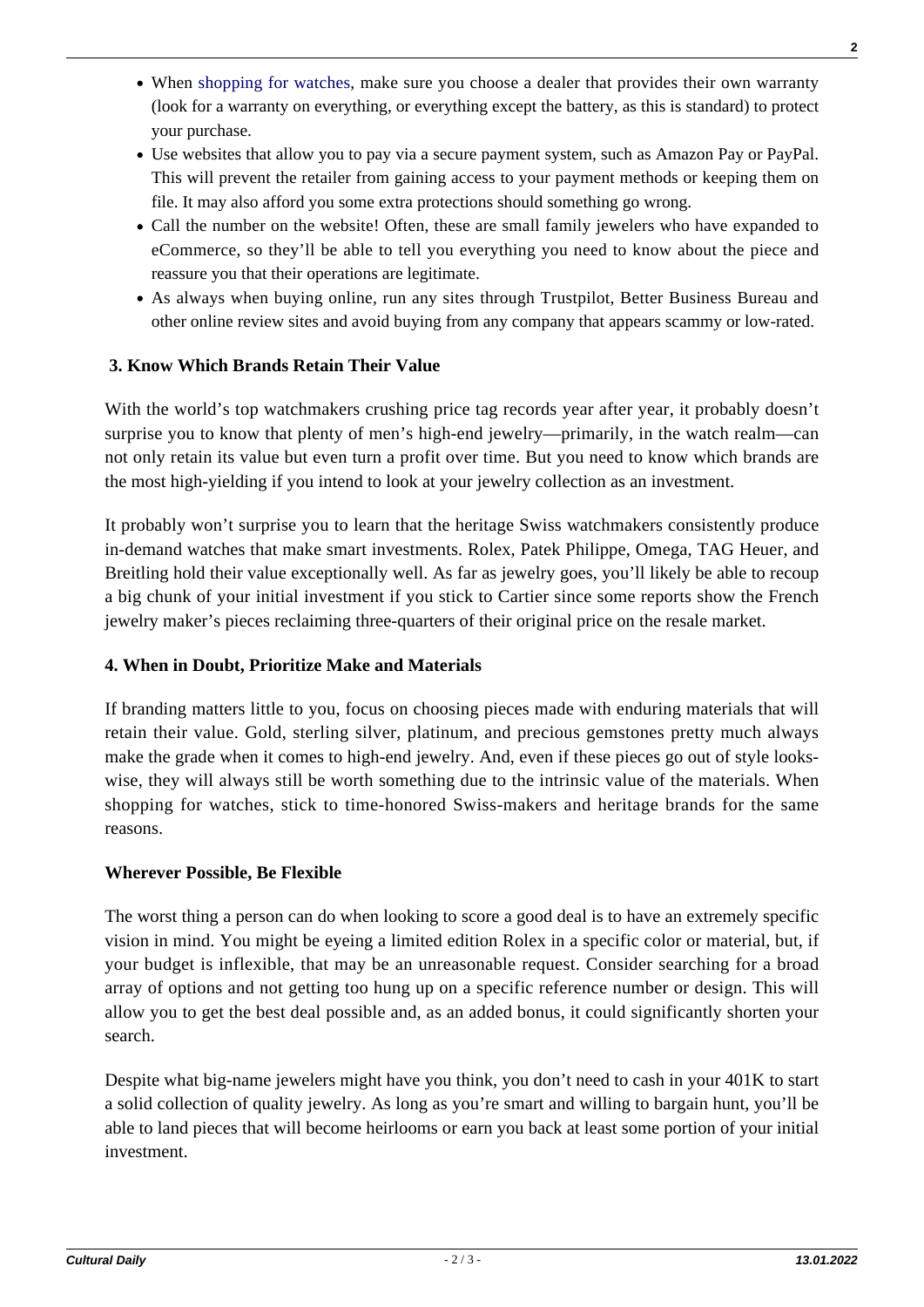- When shopping for watches, make sure you choose a dealer that provides their own warranty (look for a warranty on everything, or everything except the battery, as this is standard) to protect your purchase.
- Use websites that allow you to pay via a secure payment system, such as Amazon Pay or PayPal. This will prevent the retailer from gaining access to your payment methods or keeping them on file. It may also afford you some extra protections should something go wrong.
- Call the number on the website! Often, these are small family jewelers who have expanded to eCommerce, so they'll be able to tell you everything you need to know about the piece and reassure you that their operations are legitimate.
- As always when buying online, run any sites through Trustpilot, Better Business Bureau and other online review sites and avoid buying from any company that appears scammy or low-rated.

**3. Know Which Brands Retain Their Value**

With the world's top watchmakers crushing price tag records year after year, it probably doesn't surprise you to know that plenty of men's high-end jewelry—primarily, in the watch realm—can not only retain its value but even turn a profit over time. But you need to know which brands are the most high-yielding if you intend to look at your jewelry collection as an investment.

It probably won't surprise you to learn that the heritage Swiss watchmakers consistently produce in-demand watches that make smart investments. Rolex, Patek Philippe, Omega, TAG Heuer, and Breitling hold their value exceptionally well. As far as jewelry goes, you'll likely be able to recoup a big chunk of your initial investment if you stick to Cartier since some reports show the French jewelry maker's pieces reclaiming three-quarters of their original price on the resale market.

**4. When in Doubt, Prioritize Make and Materials**

If branding matters little to you, focus on choosing pieces made with enduring materials that will retain their value. Gold, sterling silver, platinum, and precious gemstones pretty much always make the grade when it comes to high-end jewelry. And, even if these pieces go out of style looks-wise, they will always still be worth something due to the intrinsic value of the materials. When shopping for watches, stick to time-honored Swiss-makers and heritage brands for the same reasons.

**Wherever Possible, Be Flexible**

The worst thing a person can do when looking to score a good deal is to have an extremely specific vision in mind. You might be eyeing a limited edition Rolex in a specific color or material, but, if your budget is inflexible, that may be an unreasonable request. Consider searching for a broad array of options and not getting too hung up on a specific reference number or design. This will allow you to get the best deal possible and, as an added bonus, it could significantly shorten your search.

Despite what big-name jewelers might have you think, you don't need to cash in your 401K to start a solid collection of quality jewelry. As long as you're smart and willing to bargain hunt, you'll be able to land pieces that will become heirlooms or earn you back at least some portion of your initial investment.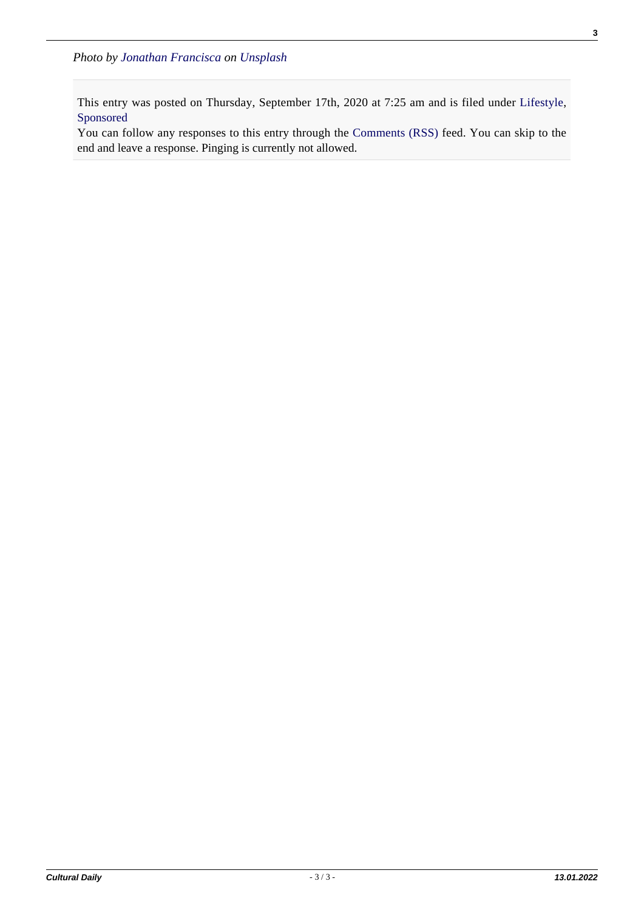*Photo by Jonathan Francisca on Unsplash*

This entry was posted on Thursday, September 17th, 2020 at 7:25 am and is filed under Lifestyle, Sponsored
You can follow any responses to this entry through the Comments (RSS) feed. You can skip to the end and leave a response. Pinging is currently not allowed.